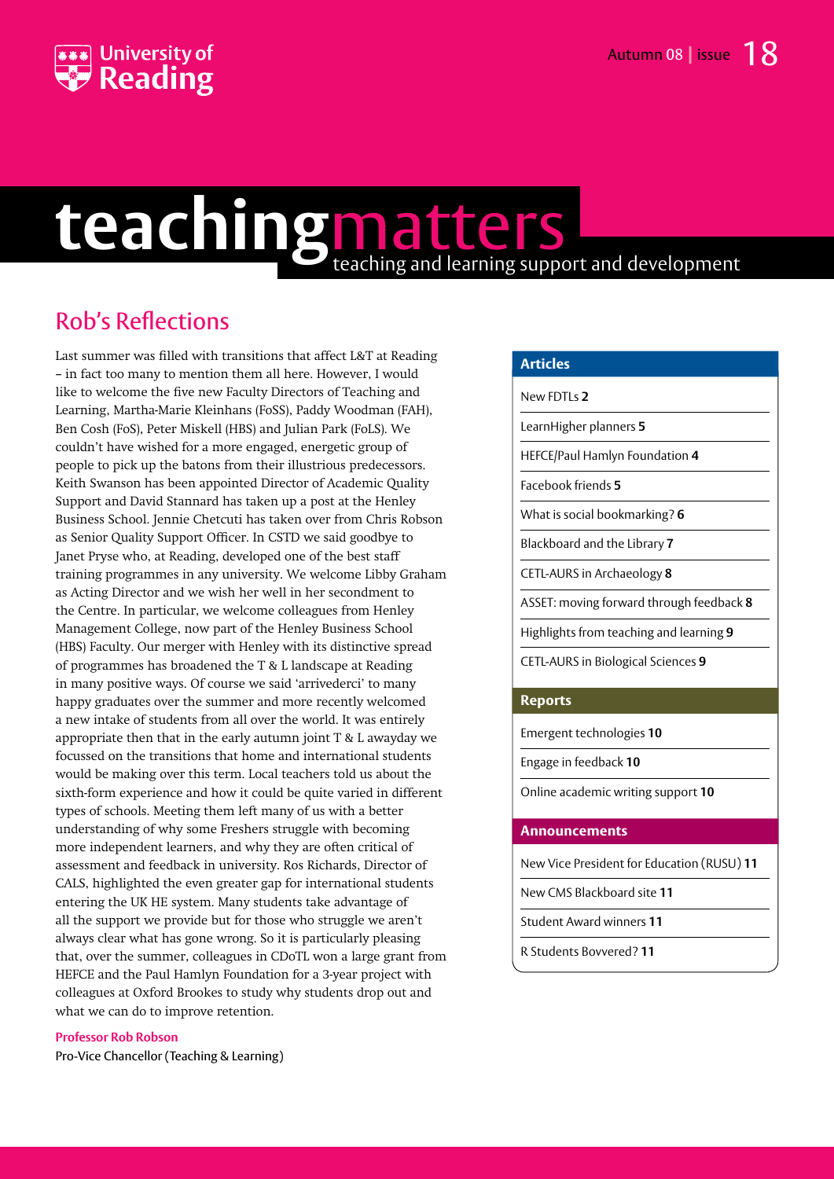University of Reading

Autumn 08 | issue 18

# teachingmatters

teaching and learning support and development

## Rob's Reflections

Last summer was filled with transitions that affect L&T at Reading – in fact too many to mention them all here. However, I would like to welcome the five new Faculty Directors of Teaching and Learning, Martha-Marie Kleinhans (FoSS), Paddy Woodman (FAH), Ben Cosh (FoS), Peter Miskell (HBS) and Julian Park (FoLS). We couldn't have wished for a more engaged, energetic group of people to pick up the batons from their illustrious predecessors. Keith Swanson has been appointed Director of Academic Quality Support and David Stannard has taken up a post at the Henley Business School. Jennie Chetcuti has taken over from Chris Robson as Senior Quality Support Officer. In CSTD we said goodbye to Janet Pryse who, at Reading, developed one of the best staff training programmes in any university. We welcome Libby Graham as Acting Director and we wish her well in her secondment to the Centre. In particular, we welcome colleagues from Henley Management College, now part of the Henley Business School (HBS) Faculty. Our merger with Henley with its distinctive spread of programmes has broadened the T & L landscape at Reading in many positive ways. Of course we said 'arrivederci' to many happy graduates over the summer and more recently welcomed a new intake of students from all over the world. It was entirely appropriate then that in the early autumn joint T & L awayday we focussed on the transitions that home and international students would be making over this term. Local teachers told us about the sixth-form experience and how it could be quite varied in different types of schools. Meeting them left many of us with a better understanding of why some Freshers struggle with becoming more independent learners, and why they are often critical of assessment and feedback in university. Ros Richards, Director of CALS, highlighted the even greater gap for international students entering the UK HE system. Many students take advantage of all the support we provide but for those who struggle we aren't always clear what has gone wrong. So it is particularly pleasing that, over the summer, colleagues in CDoTL won a large grant from HEFCE and the Paul Hamlyn Foundation for a 3-year project with colleagues at Oxford Brookes to study why students drop out and what we can do to improve retention.

**Professor Rob Robson**
Pro-Vice Chancellor (Teaching & Learning)

### Articles

- New FDTLs **2**
- LearnHigher planners **5**
- HEFCE/Paul Hamlyn Foundation **4**
- Facebook friends **5**
- What is social bookmarking? **6**
- Blackboard and the Library **7**
- CETL-AURS in Archaeology **8**
- ASSET: moving forward through feedback **8**
- Highlights from teaching and learning **9**
- CETL-AURS in Biological Sciences **9**

### Reports

- Emergent technologies **10**
- Engage in feedback **10**
- Online academic writing support **10**

### Announcements

- New Vice President for Education (RUSU) **11**
- New CMS Blackboard site **11**
- Student Award winners **11**
- R Students Bovvered? **11**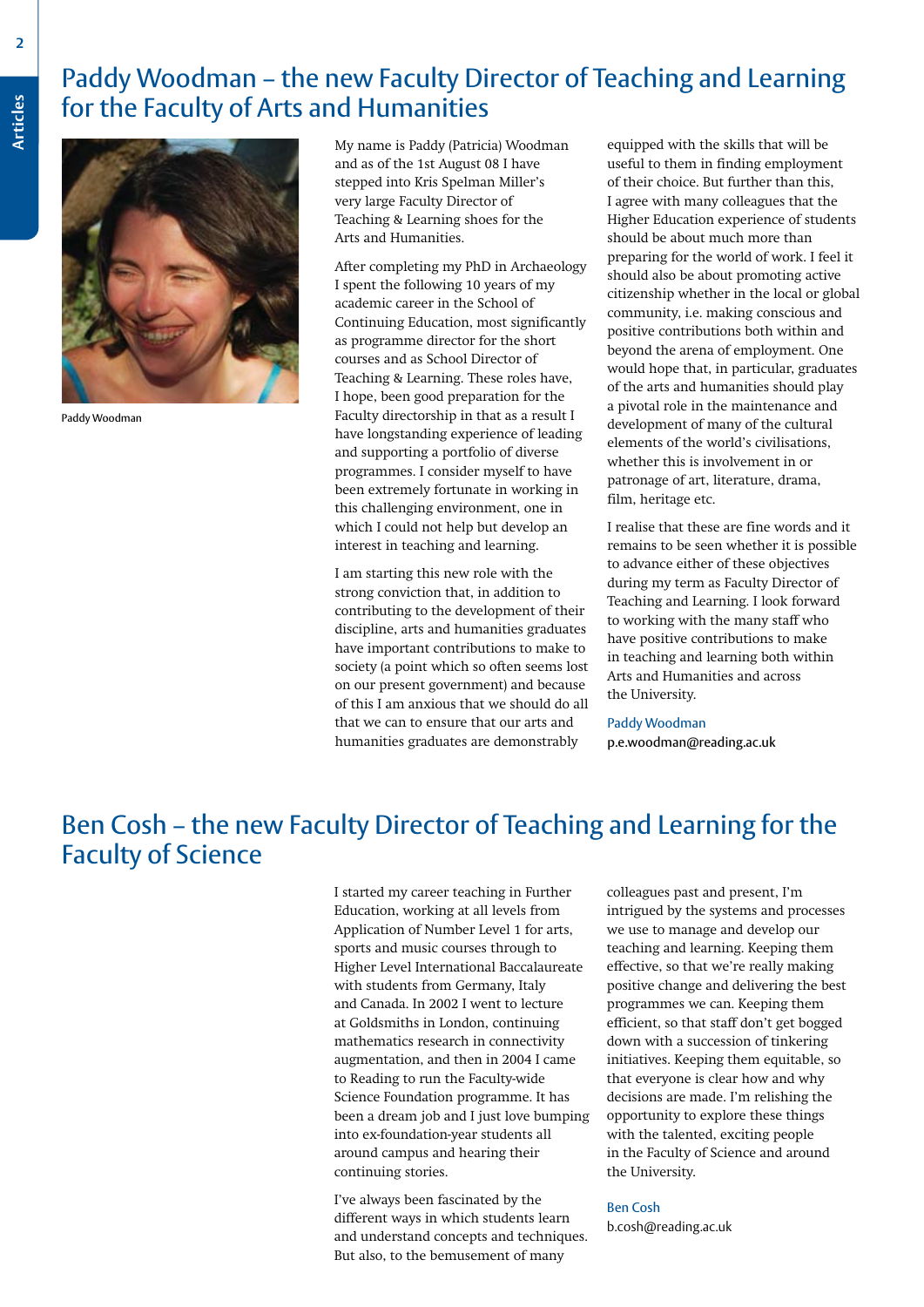## Paddy Woodman – the new Faculty Director of Teaching and Learning for the Faculty of Arts and Humanities

Paddy Woodman

My name is Paddy (Patricia) Woodman and as of the 1st August 08 I have stepped into Kris Spelman Miller's very large Faculty Director of Teaching & Learning shoes for the Arts and Humanities.

After completing my PhD in Archaeology I spent the following 10 years of my academic career in the School of Continuing Education, most significantly as programme director for the short courses and as School Director of Teaching & Learning. These roles have, I hope, been good preparation for the Faculty directorship in that as a result I have longstanding experience of leading and supporting a portfolio of diverse programmes. I consider myself to have been extremely fortunate in working in this challenging environment, one in which I could not help but develop an interest in teaching and learning.

I am starting this new role with the strong conviction that, in addition to contributing to the development of their discipline, arts and humanities graduates have important contributions to make to society (a point which so often seems lost on our present government) and because of this I am anxious that we should do all that we can to ensure that our arts and humanities graduates are demonstrably equipped with the skills that will be useful to them in finding employment of their choice. But further than this, I agree with many colleagues that the Higher Education experience of students should be about much more than preparing for the world of work. I feel it should also be about promoting active citizenship whether in the local or global community, i.e. making conscious and positive contributions both within and beyond the arena of employment. One would hope that, in particular, graduates of the arts and humanities should play a pivotal role in the maintenance and development of many of the cultural elements of the world's civilisations, whether this is involvement in or patronage of art, literature, drama, film, heritage etc.

I realise that these are fine words and it remains to be seen whether it is possible to advance either of these objectives during my term as Faculty Director of Teaching and Learning. I look forward to working with the many staff who have positive contributions to make in teaching and learning both within Arts and Humanities and across the University.

Paddy Woodman
p.e.woodman@reading.ac.uk

## Ben Cosh – the new Faculty Director of Teaching and Learning for the Faculty of Science

I started my career teaching in Further Education, working at all levels from Application of Number Level 1 for arts, sports and music courses through to Higher Level International Baccalaureate with students from Germany, Italy and Canada. In 2002 I went to lecture at Goldsmiths in London, continuing mathematics research in connectivity augmentation, and then in 2004 I came to Reading to run the Faculty-wide Science Foundation programme. It has been a dream job and I just love bumping into ex-foundation-year students all around campus and hearing their continuing stories.

I've always been fascinated by the different ways in which students learn and understand concepts and techniques. But also, to the bemusement of many colleagues past and present, I'm intrigued by the systems and processes we use to manage and develop our teaching and learning. Keeping them effective, so that we're really making positive change and delivering the best programmes we can. Keeping them efficient, so that staff don't get bogged down with a succession of tinkering initiatives. Keeping them equitable, so that everyone is clear how and why decisions are made. I'm relishing the opportunity to explore these things with the talented, exciting people in the Faculty of Science and around the University.

Ben Cosh
b.cosh@reading.ac.uk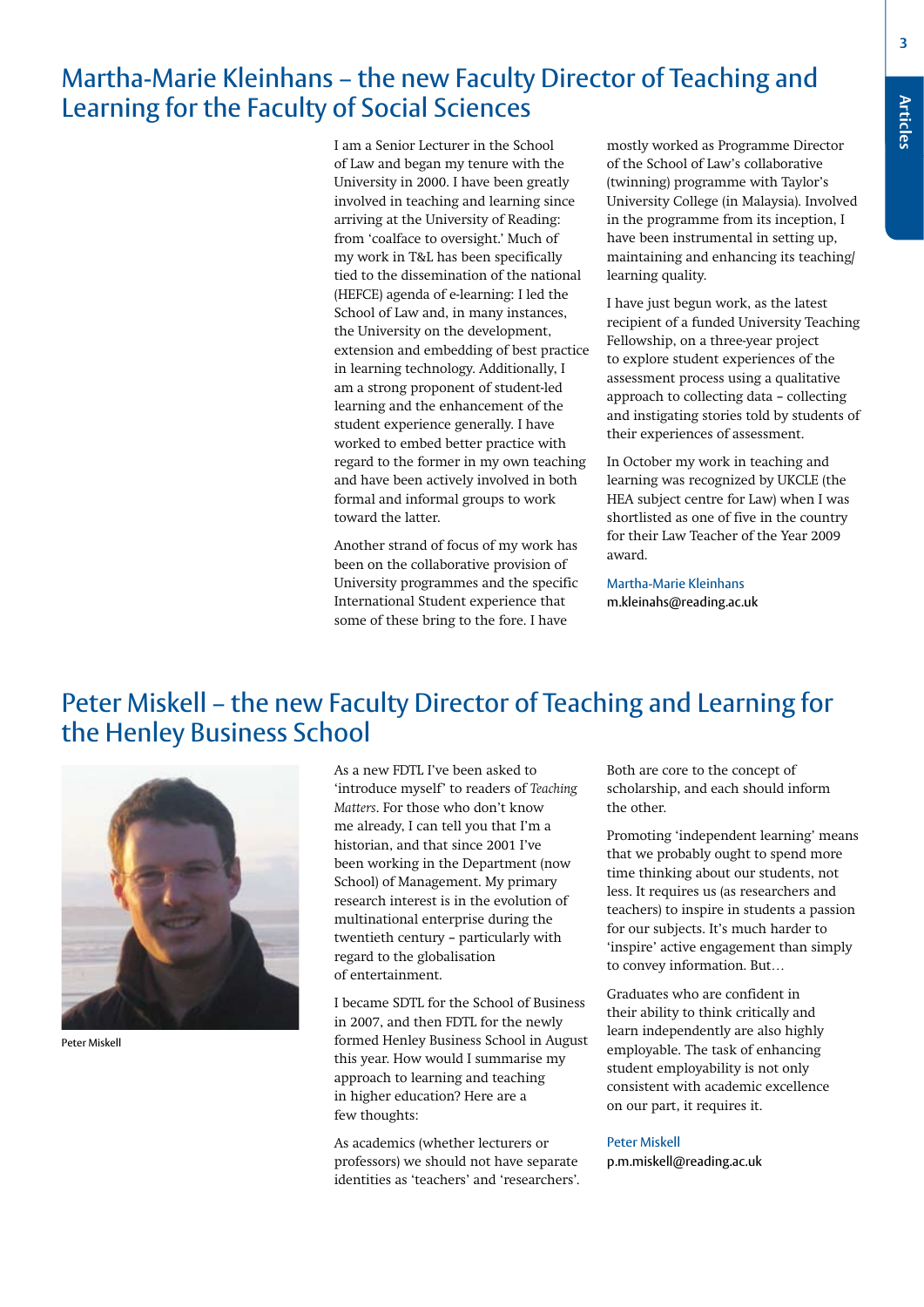## Martha-Marie Kleinhans – the new Faculty Director of Teaching and Learning for the Faculty of Social Sciences

I am a Senior Lecturer in the School of Law and began my tenure with the University in 2000. I have been greatly involved in teaching and learning since arriving at the University of Reading: from 'coalface to oversight.' Much of my work in T&L has been specifically tied to the dissemination of the national (HEFCE) agenda of e-learning: I led the School of Law and, in many instances, the University on the development, extension and embedding of best practice in learning technology. Additionally, I am a strong proponent of student-led learning and the enhancement of the student experience generally. I have worked to embed better practice with regard to the former in my own teaching and have been actively involved in both formal and informal groups to work toward the latter.

Another strand of focus of my work has been on the collaborative provision of University programmes and the specific International Student experience that some of these bring to the fore. I have mostly worked as Programme Director of the School of Law's collaborative (twinning) programme with Taylor's University College (in Malaysia). Involved in the programme from its inception, I have been instrumental in setting up, maintaining and enhancing its teaching/learning quality.

I have just begun work, as the latest recipient of a funded University Teaching Fellowship, on a three-year project to explore student experiences of the assessment process using a qualitative approach to collecting data – collecting and instigating stories told by students of their experiences of assessment.

In October my work in teaching and learning was recognized by UKCLE (the HEA subject centre for Law) when I was shortlisted as one of five in the country for their Law Teacher of the Year 2009 award.

Martha-Marie Kleinhans
m.kleinahs@reading.ac.uk

## Peter Miskell – the new Faculty Director of Teaching and Learning for the Henley Business School

Peter Miskell

As a new FDTL I've been asked to 'introduce myself' to readers of *Teaching Matters*. For those who don't know me already, I can tell you that I'm a historian, and that since 2001 I've been working in the Department (now School) of Management. My primary research interest is in the evolution of multinational enterprise during the twentieth century – particularly with regard to the globalisation of entertainment.

I became SDTL for the School of Business in 2007, and then FDTL for the newly formed Henley Business School in August this year. How would I summarise my approach to learning and teaching in higher education? Here are a few thoughts:

As academics (whether lecturers or professors) we should not have separate identities as 'teachers' and 'researchers'. Both are core to the concept of scholarship, and each should inform the other.

Promoting 'independent learning' means that we probably ought to spend more time thinking about our students, not less. It requires us (as researchers and teachers) to inspire in students a passion for our subjects. It's much harder to 'inspire' active engagement than simply to convey information. But…

Graduates who are confident in their ability to think critically and learn independently are also highly employable. The task of enhancing student employability is not only consistent with academic excellence on our part, it requires it.

Peter Miskell
p.m.miskell@reading.ac.uk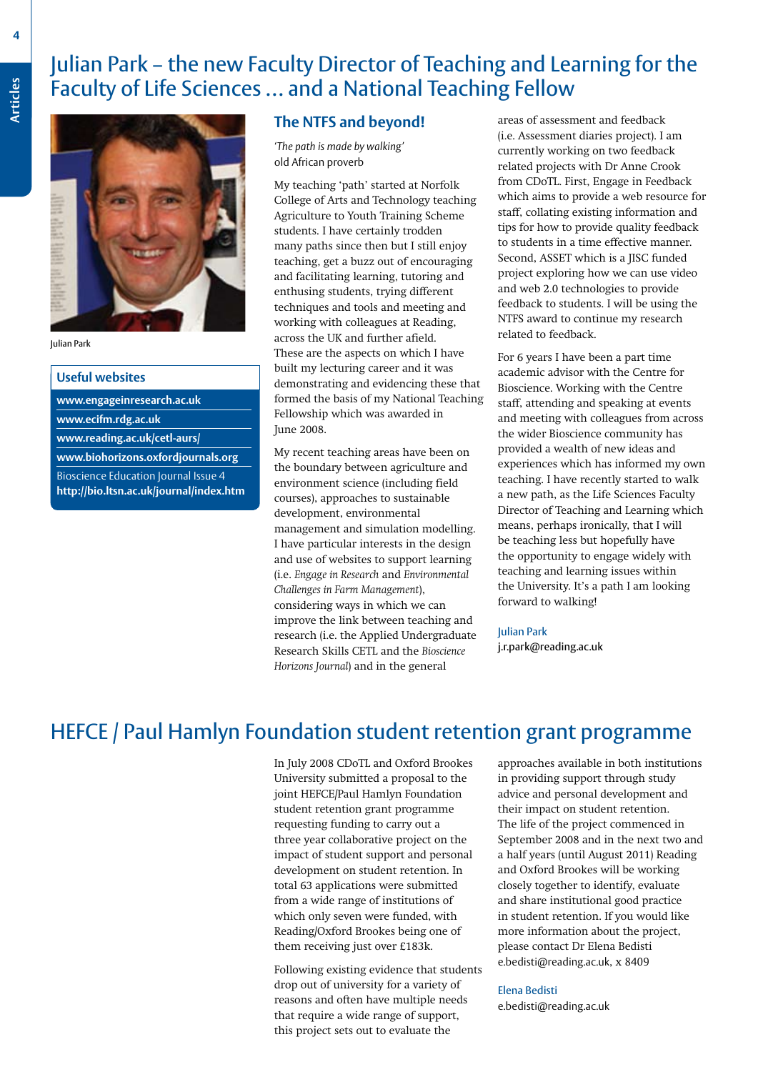# Julian Park – the new Faculty Director of Teaching and Learning for the Faculty of Life Sciences ... and a National Teaching Fellow

Julian Park

## Useful websites

**www.engageinresearch.ac.uk**

**www.ecifm.rdg.ac.uk**

**www.reading.ac.uk/cetl-aurs/**

**www.biohorizons.oxfordjournals.org**

Bioscience Education Journal Issue 4
**http://bio.ltsn.ac.uk/journal/index.htm**

## The NTFS and beyond!

*'The path is made by walking'*
old African proverb

My teaching 'path' started at Norfolk College of Arts and Technology teaching Agriculture to Youth Training Scheme students. I have certainly trodden many paths since then but I still enjoy teaching, get a buzz out of encouraging and facilitating learning, tutoring and enthusing students, trying different techniques and tools and meeting and working with colleagues at Reading, across the UK and further afield. These are the aspects on which I have built my lecturing career and it was demonstrating and evidencing these that formed the basis of my National Teaching Fellowship which was awarded in June 2008.

My recent teaching areas have been on the boundary between agriculture and environment science (including field courses), approaches to sustainable development, environmental management and simulation modelling. I have particular interests in the design and use of websites to support learning (i.e. *Engage in Research* and *Environmental Challenges in Farm Management*), considering ways in which we can improve the link between teaching and research (i.e. the Applied Undergraduate Research Skills CETL and the *Bioscience Horizons Journal*) and in the general areas of assessment and feedback (i.e. Assessment diaries project). I am currently working on two feedback related projects with Dr Anne Crook from CDoTL. First, Engage in Feedback which aims to provide a web resource for staff, collating existing information and tips for how to provide quality feedback to students in a time effective manner. Second, ASSET which is a JISC funded project exploring how we can use video and web 2.0 technologies to provide feedback to students. I will be using the NTFS award to continue my research related to feedback.

For 6 years I have been a part time academic advisor with the Centre for Bioscience. Working with the Centre staff, attending and speaking at events and meeting with colleagues from across the wider Bioscience community has provided a wealth of new ideas and experiences which has informed my own teaching. I have recently started to walk a new path, as the Life Sciences Faculty Director of Teaching and Learning which means, perhaps ironically, that I will be teaching less but hopefully have the opportunity to engage widely with teaching and learning issues within the University. It's a path I am looking forward to walking!

Julian Park
j.r.park@reading.ac.uk

# HEFCE / Paul Hamlyn Foundation student retention grant programme

In July 2008 CDoTL and Oxford Brookes University submitted a proposal to the joint HEFCE/Paul Hamlyn Foundation student retention grant programme requesting funding to carry out a three year collaborative project on the impact of student support and personal development on student retention. In total 63 applications were submitted from a wide range of institutions of which only seven were funded, with Reading/Oxford Brookes being one of them receiving just over £183k.

Following existing evidence that students drop out of university for a variety of reasons and often have multiple needs that require a wide range of support, this project sets out to evaluate the approaches available in both institutions in providing support through study advice and personal development and their impact on student retention. The life of the project commenced in September 2008 and in the next two and a half years (until August 2011) Reading and Oxford Brookes will be working closely together to identify, evaluate and share institutional good practice in student retention. If you would like more information about the project, please contact Dr Elena Bedisti e.bedisti@reading.ac.uk, x 8409

Elena Bedisti
e.bedisti@reading.ac.uk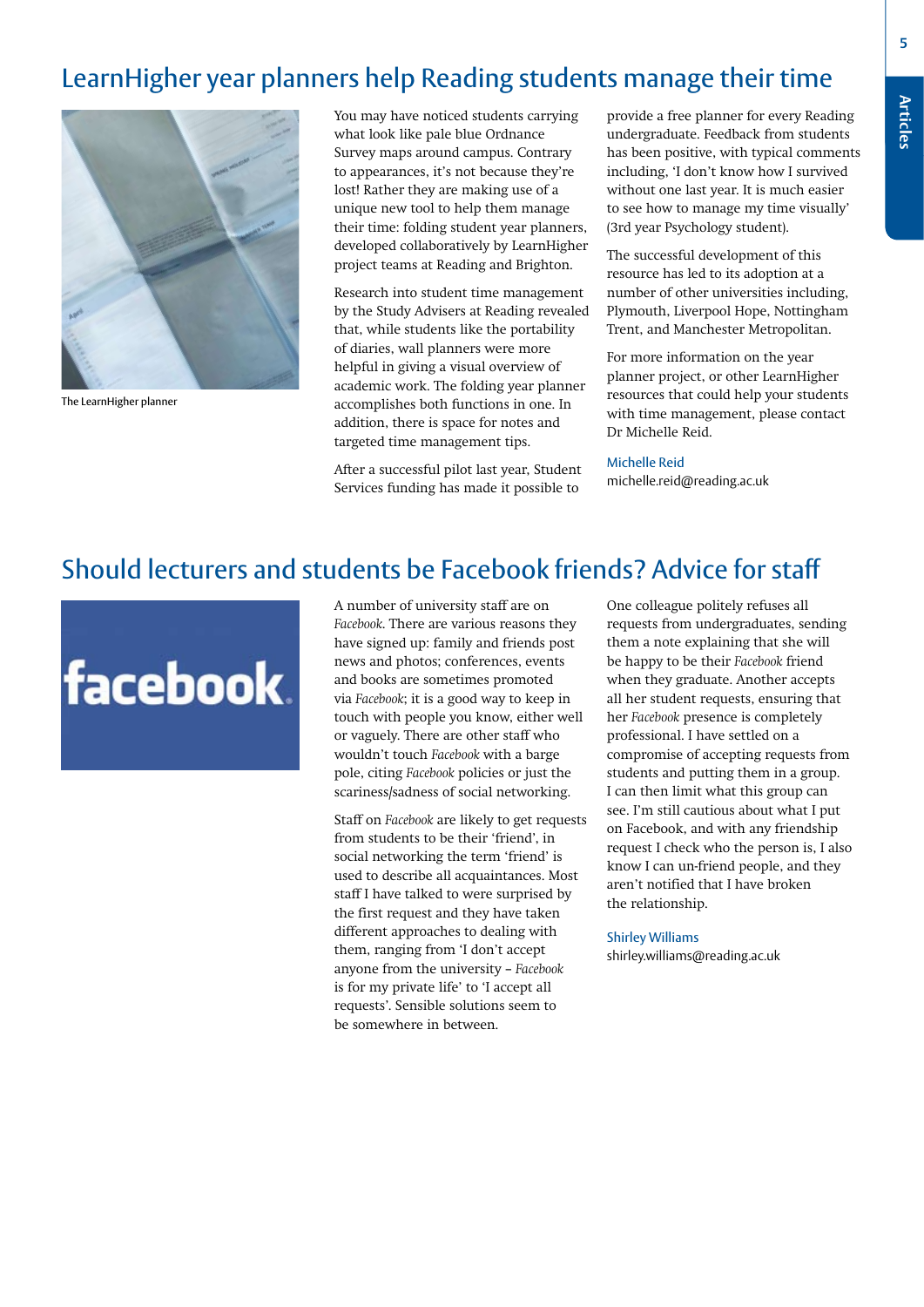## LearnHigher year planners help Reading students manage their time

The LearnHigher planner

You may have noticed students carrying what look like pale blue Ordnance Survey maps around campus. Contrary to appearances, it's not because they're lost! Rather they are making use of a unique new tool to help them manage their time: folding student year planners, developed collaboratively by LearnHigher project teams at Reading and Brighton.

Research into student time management by the Study Advisers at Reading revealed that, while students like the portability of diaries, wall planners were more helpful in giving a visual overview of academic work. The folding year planner accomplishes both functions in one. In addition, there is space for notes and targeted time management tips.

After a successful pilot last year, Student Services funding has made it possible to provide a free planner for every Reading undergraduate. Feedback from students has been positive, with typical comments including, 'I don't know how I survived without one last year. It is much easier to see how to manage my time visually' (3rd year Psychology student).

The successful development of this resource has led to its adoption at a number of other universities including, Plymouth, Liverpool Hope, Nottingham Trent, and Manchester Metropolitan.

For more information on the year planner project, or other LearnHigher resources that could help your students with time management, please contact Dr Michelle Reid.

Michelle Reid
michelle.reid@reading.ac.uk

## Should lecturers and students be Facebook friends? Advice for staff

A number of university staff are on *Facebook*. There are various reasons they have signed up: family and friends post news and photos; conferences, events and books are sometimes promoted via *Facebook*; it is a good way to keep in touch with people you know, either well or vaguely. There are other staff who wouldn't touch *Facebook* with a barge pole, citing *Facebook* policies or just the scariness/sadness of social networking.

Staff on *Facebook* are likely to get requests from students to be their 'friend', in social networking the term 'friend' is used to describe all acquaintances. Most staff I have talked to were surprised by the first request and they have taken different approaches to dealing with them, ranging from 'I don't accept anyone from the university – *Facebook* is for my private life' to 'I accept all requests'. Sensible solutions seem to be somewhere in between.

One colleague politely refuses all requests from undergraduates, sending them a note explaining that she will be happy to be their *Facebook* friend when they graduate. Another accepts all her student requests, ensuring that her *Facebook* presence is completely professional. I have settled on a compromise of accepting requests from students and putting them in a group. I can then limit what this group can see. I'm still cautious about what I put on Facebook, and with any friendship request I check who the person is, I also know I can un-friend people, and they aren't notified that I have broken the relationship.

Shirley Williams
shirley.williams@reading.ac.uk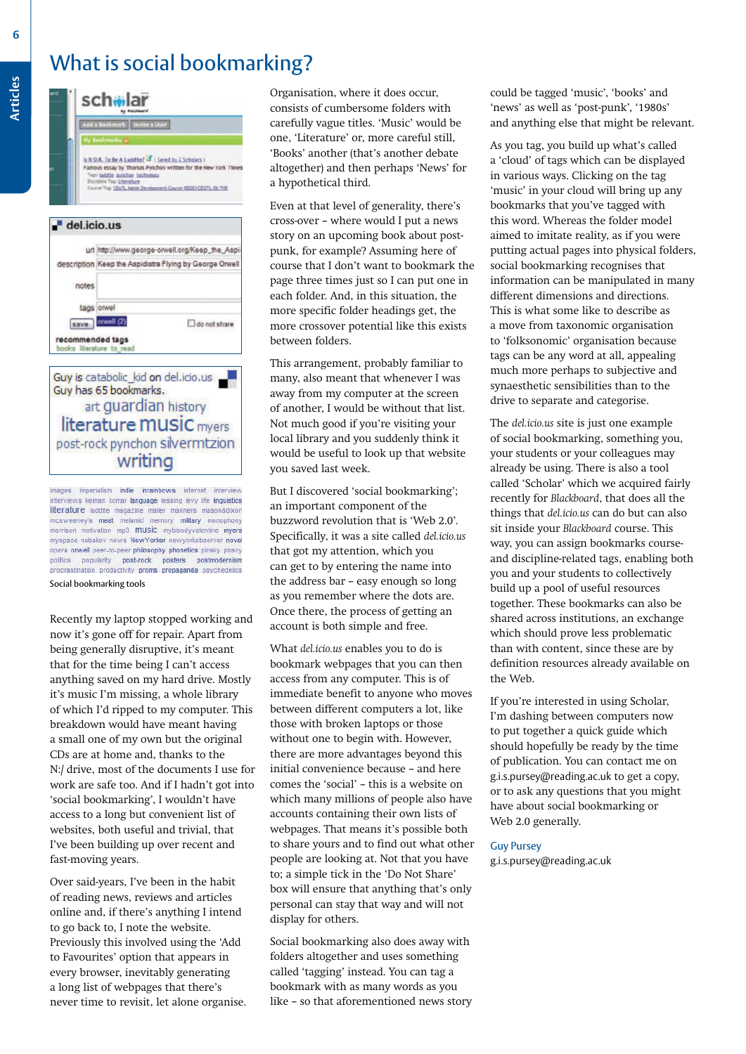# What is social bookmarking?

Social bookmarking tools

Recently my laptop stopped working and now it's gone off for repair. Apart from being generally disruptive, it's meant that for the time being I can't access anything saved on my hard drive. Mostly it's music I'm missing, a whole library of which I'd ripped to my computer. This breakdown would have meant having a small one of my own but the original CDs are at home and, thanks to the N:/ drive, most of the documents I use for work are safe too. And if I hadn't got into 'social bookmarking', I wouldn't have access to a long but convenient list of websites, both useful and trivial, that I've been building up over recent and fast-moving years.

Over said-years, I've been in the habit of reading news, reviews and articles online and, if there's anything I intend to go back to, I note the website. Previously this involved using the 'Add to Favourites' option that appears in every browser, inevitably generating a long list of webpages that there's never time to revisit, let alone organise. Organisation, where it does occur, consists of cumbersome folders with carefully vague titles. 'Music' would be one, 'Literature' or, more careful still, 'Books' another (that's another debate altogether) and then perhaps 'News' for a hypothetical third.

Even at that level of generality, there's cross-over – where would I put a news story on an upcoming book about post-punk, for example? Assuming here of course that I don't want to bookmark the page three times just so I can put one in each folder. And, in this situation, the more specific folder headings get, the more crossover potential like this exists between folders.

This arrangement, probably familiar to many, also meant that whenever I was away from my computer at the screen of another, I would be without that list. Not much good if you're visiting your local library and you suddenly think it would be useful to look up that website you saved last week.

But I discovered 'social bookmarking'; an important component of the buzzword revolution that is 'Web 2.0'. Specifically, it was a site called *del.icio.us* that got my attention, which you can get to by entering the name into the address bar – easy enough so long as you remember where the dots are. Once there, the process of getting an account is both simple and free.

What *del.icio.us* enables you to do is bookmark webpages that you can then access from any computer. This is of immediate benefit to anyone who moves between different computers a lot, like those with broken laptops or those without one to begin with. However, there are more advantages beyond this initial convenience because – and here comes the 'social' – this is a website on which many millions of people also have accounts containing their own lists of webpages. That means it's possible both to share yours and to find out what other people are looking at. Not that you have to; a simple tick in the 'Do Not Share' box will ensure that anything that's only personal can stay that way and will not display for others.

Social bookmarking also does away with folders altogether and uses something called 'tagging' instead. You can tag a bookmark with as many words as you like – so that aforementioned news story could be tagged 'music', 'books' and 'news' as well as 'post-punk', '1980s' and anything else that might be relevant.

As you tag, you build up what's called a 'cloud' of tags which can be displayed in various ways. Clicking on the tag 'music' in your cloud will bring up any bookmarks that you've tagged with this word. Whereas the folder model aimed to imitate reality, as if you were putting actual pages into physical folders, social bookmarking recognises that information can be manipulated in many different dimensions and directions. This is what some like to describe as a move from taxonomic organisation to 'folksonomic' organisation because tags can be any word at all, appealing much more perhaps to subjective and synaesthetic sensibilities than to the drive to separate and categorise.

The *del.icio.us* site is just one example of social bookmarking, something you, your students or your colleagues may already be using. There is also a tool called 'Scholar' which we acquired fairly recently for *Blackboard*, that does all the things that *del.icio.us* can do but can also sit inside your *Blackboard* course. This way, you can assign bookmarks course- and discipline-related tags, enabling both you and your students to collectively build up a pool of useful resources together. These bookmarks can also be shared across institutions, an exchange which should prove less problematic than with content, since these are by definition resources already available on the Web.

If you're interested in using Scholar, I'm dashing between computers now to put together a quick guide which should hopefully be ready by the time of publication. You can contact me on g.i.s.pursey@reading.ac.uk to get a copy, or to ask any questions that you might have about social bookmarking or Web 2.0 generally.

Guy Pursey  
g.i.s.pursey@reading.ac.uk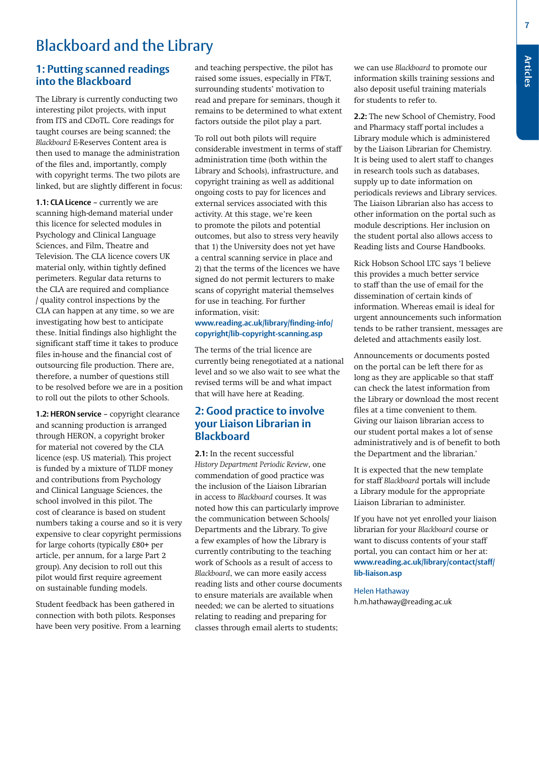# Blackboard and the Library

## 1: Putting scanned readings into the Blackboard

The Library is currently conducting two interesting pilot projects, with input from ITS and CDoTL. Core readings for taught courses are being scanned; the *Blackboard* E-Reserves Content area is then used to manage the administration of the files and, importantly, comply with copyright terms. The two pilots are linked, but are slightly different in focus:

**1.1: CLA Licence** – currently we are scanning high-demand material under this licence for selected modules in Psychology and Clinical Language Sciences, and Film, Theatre and Television. The CLA licence covers UK material only, within tightly defined perimeters. Regular data returns to the CLA are required and compliance / quality control inspections by the CLA can happen at any time, so we are investigating how best to anticipate these. Initial findings also highlight the significant staff time it takes to produce files in-house and the financial cost of outsourcing file production. There are, therefore, a number of questions still to be resolved before we are in a position to roll out the pilots to other Schools.

**1.2: HERON service** – copyright clearance and scanning production is arranged through HERON, a copyright broker for material not covered by the CLA licence (esp. US material). This project is funded by a mixture of TLDF money and contributions from Psychology and Clinical Language Sciences, the school involved in this pilot. The cost of clearance is based on student numbers taking a course and so it is very expensive to clear copyright permissions for large cohorts (typically £80+ per article, per annum, for a large Part 2 group). Any decision to roll out this pilot would first require agreement on sustainable funding models.

Student feedback has been gathered in connection with both pilots. Responses have been very positive. From a learning and teaching perspective, the pilot has raised some issues, especially in FT&T, surrounding students' motivation to read and prepare for seminars, though it remains to be determined to what extent factors outside the pilot play a part.

To roll out both pilots will require considerable investment in terms of staff administration time (both within the Library and Schools), infrastructure, and copyright training as well as additional ongoing costs to pay for licences and external services associated with this activity. At this stage, we're keen to promote the pilots and potential outcomes, but also to stress very heavily that 1) the University does not yet have a central scanning service in place and 2) that the terms of the licences we have signed do not permit lecturers to make scans of copyright material themselves for use in teaching. For further information, visit: **www.reading.ac.uk/library/finding-info/copyright/lib-copyright-scanning.asp**

The terms of the trial licence are currently being renegotiated at a national level and so we also wait to see what the revised terms will be and what impact that will have here at Reading.

## 2: Good practice to involve your Liaison Librarian in Blackboard

**2.1:** In the recent successful *History Department Periodic Review*, one commendation of good practice was the inclusion of the Liaison Librarian in access to *Blackboard* courses. It was noted how this can particularly improve the communication between Schools/Departments and the Library. To give a few examples of how the Library is currently contributing to the teaching work of Schools as a result of access to *Blackboard*, we can more easily access reading lists and other course documents to ensure materials are available when needed; we can be alerted to situations relating to reading and preparing for classes through email alerts to students; we can use *Blackboard* to promote our information skills training sessions and also deposit useful training materials for students to refer to.

**2.2:** The new School of Chemistry, Food and Pharmacy staff portal includes a Library module which is administered by the Liaison Librarian for Chemistry. It is being used to alert staff to changes in research tools such as databases, supply up to date information on periodicals reviews and Library services. The Liaison Librarian also has access to other information on the portal such as module descriptions. Her inclusion on the student portal also allows access to Reading lists and Course Handbooks.

Rick Hobson School LTC says 'I believe this provides a much better service to staff than the use of email for the dissemination of certain kinds of information. Whereas email is ideal for urgent announcements such information tends to be rather transient, messages are deleted and attachments easily lost.

Announcements or documents posted on the portal can be left there for as long as they are applicable so that staff can check the latest information from the Library or download the most recent files at a time convenient to them. Giving our liaison librarian access to our student portal makes a lot of sense administratively and is of benefit to both the Department and the librarian.'

It is expected that the new template for staff *Blackboard* portals will include a Library module for the appropriate Liaison Librarian to administer.

If you have not yet enrolled your liaison librarian for your *Blackboard* course or want to discuss contents of your staff portal, you can contact him or her at: **www.reading.ac.uk/library/contact/staff/lib-liaison.asp**

Helen Hathaway
h.m.hathaway@reading.ac.uk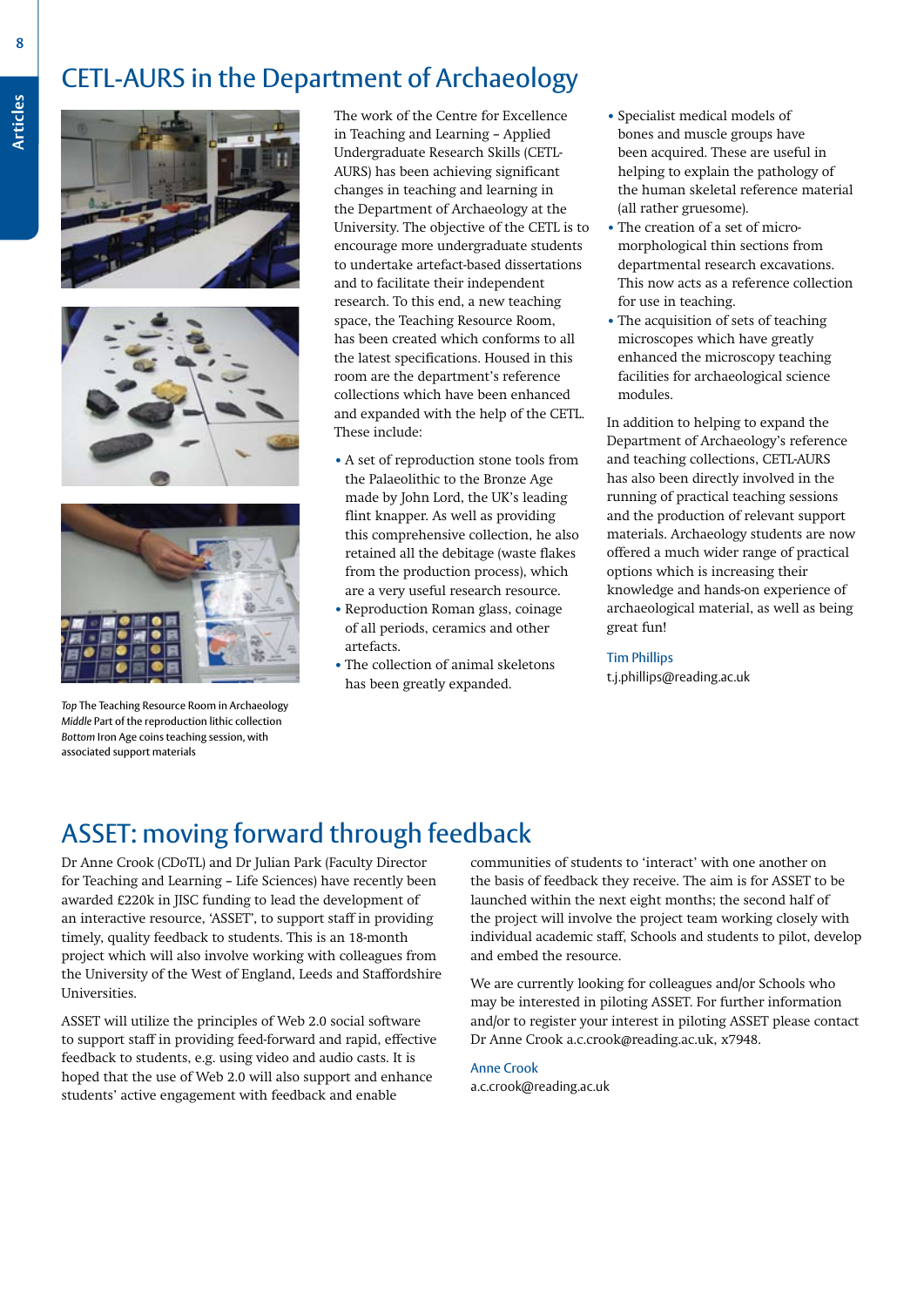# CETL-AURS in the Department of Archaeology

*Top* The Teaching Resource Room in Archaeology
*Middle* Part of the reproduction lithic collection
*Bottom* Iron Age coins teaching session, with associated support materials

The work of the Centre for Excellence in Teaching and Learning – Applied Undergraduate Research Skills (CETL-AURS) has been achieving significant changes in teaching and learning in the Department of Archaeology at the University. The objective of the CETL is to encourage more undergraduate students to undertake artefact-based dissertations and to facilitate their independent research. To this end, a new teaching space, the Teaching Resource Room, has been created which conforms to all the latest specifications. Housed in this room are the department's reference collections which have been enhanced and expanded with the help of the CETL. These include:

- A set of reproduction stone tools from the Palaeolithic to the Bronze Age made by John Lord, the UK's leading flint knapper. As well as providing this comprehensive collection, he also retained all the debitage (waste flakes from the production process), which are a very useful research resource.
- Reproduction Roman glass, coinage of all periods, ceramics and other artefacts.
- The collection of animal skeletons has been greatly expanded.
- Specialist medical models of bones and muscle groups have been acquired. These are useful in helping to explain the pathology of the human skeletal reference material (all rather gruesome).
- The creation of a set of micro-morphological thin sections from departmental research excavations. This now acts as a reference collection for use in teaching.
- The acquisition of sets of teaching microscopes which have greatly enhanced the microscopy teaching facilities for archaeological science modules.

In addition to helping to expand the Department of Archaeology's reference and teaching collections, CETL-AURS has also been directly involved in the running of practical teaching sessions and the production of relevant support materials. Archaeology students are now offered a much wider range of practical options which is increasing their knowledge and hands-on experience of archaeological material, as well as being great fun!

Tim Phillips
t.j.phillips@reading.ac.uk

# ASSET: moving forward through feedback

Dr Anne Crook (CDoTL) and Dr Julian Park (Faculty Director for Teaching and Learning – Life Sciences) have recently been awarded £220k in JISC funding to lead the development of an interactive resource, 'ASSET', to support staff in providing timely, quality feedback to students. This is an 18-month project which will also involve working with colleagues from the University of the West of England, Leeds and Staffordshire Universities.

ASSET will utilize the principles of Web 2.0 social software to support staff in providing feed-forward and rapid, effective feedback to students, e.g. using video and audio casts. It is hoped that the use of Web 2.0 will also support and enhance students' active engagement with feedback and enable communities of students to 'interact' with one another on the basis of feedback they receive. The aim is for ASSET to be launched within the next eight months; the second half of the project will involve the project team working closely with individual academic staff, Schools and students to pilot, develop and embed the resource.

We are currently looking for colleagues and/or Schools who may be interested in piloting ASSET. For further information and/or to register your interest in piloting ASSET please contact Dr Anne Crook a.c.crook@reading.ac.uk, x7948.

Anne Crook
a.c.crook@reading.ac.uk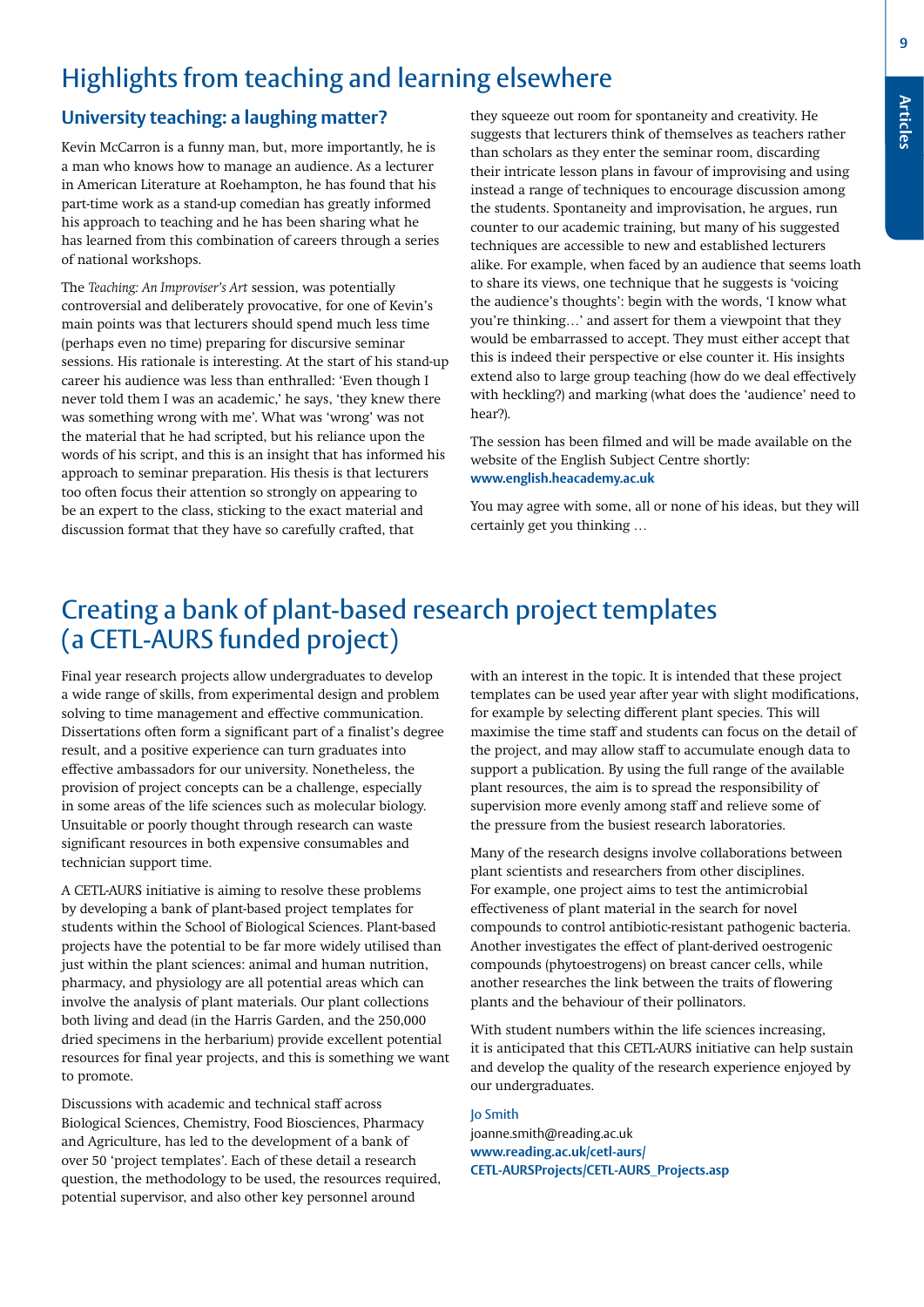# Highlights from teaching and learning elsewhere

## University teaching: a laughing matter?

Kevin McCarron is a funny man, but, more importantly, he is a man who knows how to manage an audience. As a lecturer in American Literature at Roehampton, he has found that his part-time work as a stand-up comedian has greatly informed his approach to teaching and he has been sharing what he has learned from this combination of careers through a series of national workshops.

The *Teaching: An Improviser's Art* session, was potentially controversial and deliberately provocative, for one of Kevin's main points was that lecturers should spend much less time (perhaps even no time) preparing for discursive seminar sessions. His rationale is interesting. At the start of his stand-up career his audience was less than enthralled: 'Even though I never told them I was an academic,' he says, 'they knew there was something wrong with me'. What was 'wrong' was not the material that he had scripted, but his reliance upon the words of his script, and this is an insight that has informed his approach to seminar preparation. His thesis is that lecturers too often focus their attention so strongly on appearing to be an expert to the class, sticking to the exact material and discussion format that they have so carefully crafted, that they squeeze out room for spontaneity and creativity. He suggests that lecturers think of themselves as teachers rather than scholars as they enter the seminar room, discarding their intricate lesson plans in favour of improvising and using instead a range of techniques to encourage discussion among the students. Spontaneity and improvisation, he argues, run counter to our academic training, but many of his suggested techniques are accessible to new and established lecturers alike. For example, when faced by an audience that seems loath to share its views, one technique that he suggests is 'voicing the audience's thoughts': begin with the words, 'I know what you're thinking…' and assert for them a viewpoint that they would be embarrassed to accept. They must either accept that this is indeed their perspective or else counter it. His insights extend also to large group teaching (how do we deal effectively with heckling?) and marking (what does the 'audience' need to hear?).

The session has been filmed and will be made available on the website of the English Subject Centre shortly: **www.english.heacademy.ac.uk**

You may agree with some, all or none of his ideas, but they will certainly get you thinking …

# Creating a bank of plant-based research project templates (a CETL-AURS funded project)

Final year research projects allow undergraduates to develop a wide range of skills, from experimental design and problem solving to time management and effective communication. Dissertations often form a significant part of a finalist's degree result, and a positive experience can turn graduates into effective ambassadors for our university. Nonetheless, the provision of project concepts can be a challenge, especially in some areas of the life sciences such as molecular biology. Unsuitable or poorly thought through research can waste significant resources in both expensive consumables and technician support time.

A CETL-AURS initiative is aiming to resolve these problems by developing a bank of plant-based project templates for students within the School of Biological Sciences. Plant-based projects have the potential to be far more widely utilised than just within the plant sciences: animal and human nutrition, pharmacy, and physiology are all potential areas which can involve the analysis of plant materials. Our plant collections both living and dead (in the Harris Garden, and the 250,000 dried specimens in the herbarium) provide excellent potential resources for final year projects, and this is something we want to promote.

Discussions with academic and technical staff across Biological Sciences, Chemistry, Food Biosciences, Pharmacy and Agriculture, has led to the development of a bank of over 50 'project templates'. Each of these detail a research question, the methodology to be used, the resources required, potential supervisor, and also other key personnel around with an interest in the topic. It is intended that these project templates can be used year after year with slight modifications, for example by selecting different plant species. This will maximise the time staff and students can focus on the detail of the project, and may allow staff to accumulate enough data to support a publication. By using the full range of the available plant resources, the aim is to spread the responsibility of supervision more evenly among staff and relieve some of the pressure from the busiest research laboratories.

Many of the research designs involve collaborations between plant scientists and researchers from other disciplines. For example, one project aims to test the antimicrobial effectiveness of plant material in the search for novel compounds to control antibiotic-resistant pathogenic bacteria. Another investigates the effect of plant-derived oestrogenic compounds (phytoestrogens) on breast cancer cells, while another researches the link between the traits of flowering plants and the behaviour of their pollinators.

With student numbers within the life sciences increasing, it is anticipated that this CETL-AURS initiative can help sustain and develop the quality of the research experience enjoyed by our undergraduates.

Jo Smith  
joanne.smith@reading.ac.uk  
**www.reading.ac.uk/cetl-aurs/CETL-AURSProjects/CETL-AURS_Projects.asp**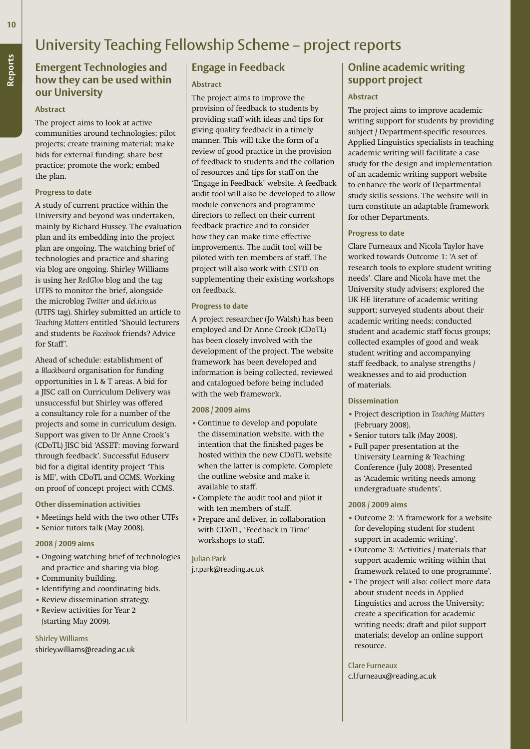# University Teaching Fellowship Scheme – project reports

## Emergent Technologies and how they can be used within our University

### Abstract

The project aims to look at active communities around technologies; pilot projects; create training material; make bids for external funding; share best practice; promote the work; embed the plan.

### Progress to date

A study of current practice within the University and beyond was undertaken, mainly by Richard Hussey. The evaluation plan and its embedding into the project plan are ongoing. The watching brief of technologies and practice and sharing via blog are ongoing. Shirley Williams is using her *RedGloo* blog and the tag UTFS to monitor the brief, alongside the microblog *Twitter* and *del.icio.us* (UTFS tag). Shirley submitted an article to *Teaching Matters* entitled 'Should lecturers and students be *Facebook* friends? Advice for Staff'.

Ahead of schedule: establishment of a *Blackboard* organisation for funding opportunities in L & T areas. A bid for a JISC call on Curriculum Delivery was unsuccessful but Shirley was offered a consultancy role for a number of the projects and some in curriculum design. Support was given to Dr Anne Crook's (CDoTL) JISC bid 'ASSET: moving forward through feedback'. Successful Eduserv bid for a digital identity project 'This is ME', with CDoTL and CCMS. Working on proof of concept project with CCMS.

### Other dissemination activities

- Meetings held with the two other UTFs
- Senior tutors talk (May 2008).

### 2008 / 2009 aims

- Ongoing watching brief of technologies and practice and sharing via blog.
- Community building.
- Identifying and coordinating bids.
- Review dissemination strategy.
- Review activities for Year 2 (starting May 2009).

Shirley Williams
shirley.williams@reading.ac.uk

## Engage in Feedback

### Abstract

The project aims to improve the provision of feedback to students by providing staff with ideas and tips for giving quality feedback in a timely manner. This will take the form of a review of good practice in the provision of feedback to students and the collation of resources and tips for staff on the 'Engage in Feedback' website. A feedback audit tool will also be developed to allow module convenors and programme directors to reflect on their current feedback practice and to consider how they can make time effective improvements. The audit tool will be piloted with ten members of staff. The project will also work with CSTD on supplementing their existing workshops on feedback.

### Progress to date

A project researcher (Jo Walsh) has been employed and Dr Anne Crook (CDoTL) has been closely involved with the development of the project. The website framework has been developed and information is being collected, reviewed and catalogued before being included with the web framework.

### 2008 / 2009 aims

- Continue to develop and populate the dissemination website, with the intention that the finished pages be hosted within the new CDoTL website when the latter is complete. Complete the outline website and make it available to staff.
- Complete the audit tool and pilot it with ten members of staff.
- Prepare and deliver, in collaboration with CDoTL, 'Feedback in Time' workshops to staff.

Julian Park
j.r.park@reading.ac.uk

## Online academic writing support project

### Abstract

The project aims to improve academic writing support for students by providing subject / Department-specific resources. Applied Linguistics specialists in teaching academic writing will facilitate a case study for the design and implementation of an academic writing support website to enhance the work of Departmental study skills sessions. The website will in turn constitute an adaptable framework for other Departments.

### Progress to date

Clare Furneaux and Nicola Taylor have worked towards Outcome 1: 'A set of research tools to explore student writing needs'. Clare and Nicola have met the University study advisers; explored the UK HE literature of academic writing support; surveyed students about their academic writing needs; conducted student and academic staff focus groups; collected examples of good and weak student writing and accompanying staff feedback, to analyse strengths / weaknesses and to aid production of materials.

### Dissemination

- Project description in *Teaching Matters* (February 2008).
- Senior tutors talk (May 2008).
- Full paper presentation at the University Learning & Teaching Conference (July 2008). Presented as 'Academic writing needs among undergraduate students'.

### 2008 / 2009 aims

- Outcome 2: 'A framework for a website for developing student for student support in academic writing'.
- Outcome 3: 'Activities / materials that support academic writing within that framework related to one programme'.
- The project will also: collect more data about student needs in Applied Linguistics and across the University; create a specification for academic writing needs; draft and pilot support materials; develop an online support resource.

Clare Furneaux
c.l.furneaux@reading.ac.uk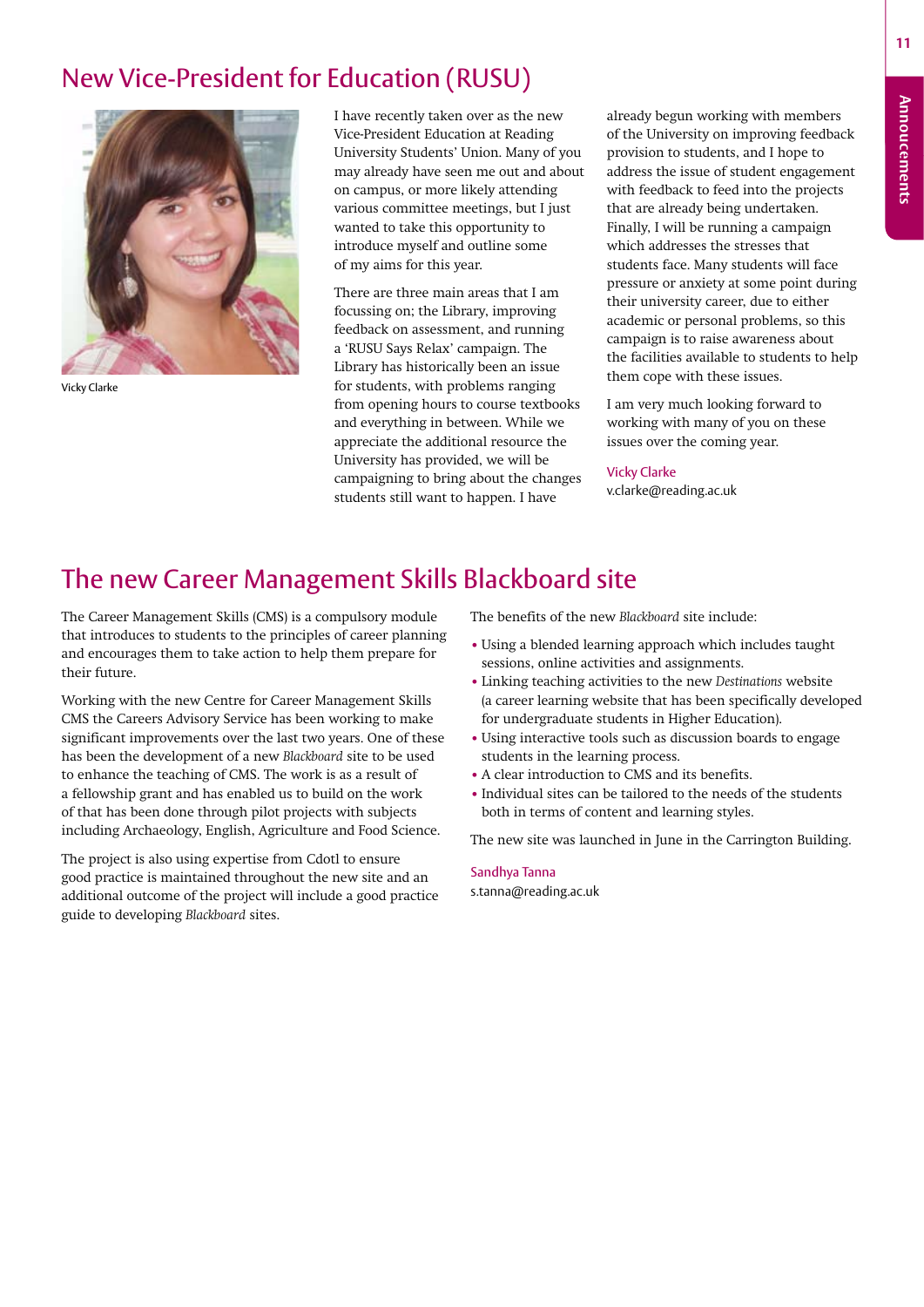# New Vice-President for Education (RUSU)

Vicky Clarke

I have recently taken over as the new Vice-President Education at Reading University Students' Union. Many of you may already have seen me out and about on campus, or more likely attending various committee meetings, but I just wanted to take this opportunity to introduce myself and outline some of my aims for this year.

There are three main areas that I am focussing on; the Library, improving feedback on assessment, and running a 'RUSU Says Relax' campaign. The Library has historically been an issue for students, with problems ranging from opening hours to course textbooks and everything in between. While we appreciate the additional resource the University has provided, we will be campaigning to bring about the changes students still want to happen. I have already begun working with members of the University on improving feedback provision to students, and I hope to address the issue of student engagement with feedback to feed into the projects that are already being undertaken. Finally, I will be running a campaign which addresses the stresses that students face. Many students will face pressure or anxiety at some point during their university career, due to either academic or personal problems, so this campaign is to raise awareness about the facilities available to students to help them cope with these issues.

I am very much looking forward to working with many of you on these issues over the coming year.

Vicky Clarke
v.clarke@reading.ac.uk

# The new Career Management Skills Blackboard site

The Career Management Skills (CMS) is a compulsory module that introduces to students to the principles of career planning and encourages them to take action to help them prepare for their future.

Working with the new Centre for Career Management Skills CMS the Careers Advisory Service has been working to make significant improvements over the last two years. One of these has been the development of a new *Blackboard* site to be used to enhance the teaching of CMS. The work is as a result of a fellowship grant and has enabled us to build on the work of that has been done through pilot projects with subjects including Archaeology, English, Agriculture and Food Science.

The project is also using expertise from Cdotl to ensure good practice is maintained throughout the new site and an additional outcome of the project will include a good practice guide to developing *Blackboard* sites.

The benefits of the new *Blackboard* site include:

- Using a blended learning approach which includes taught sessions, online activities and assignments.
- Linking teaching activities to the new *Destinations* website (a career learning website that has been specifically developed for undergraduate students in Higher Education).
- Using interactive tools such as discussion boards to engage students in the learning process.
- A clear introduction to CMS and its benefits.
- Individual sites can be tailored to the needs of the students both in terms of content and learning styles.

The new site was launched in June in the Carrington Building.

Sandhya Tanna
s.tanna@reading.ac.uk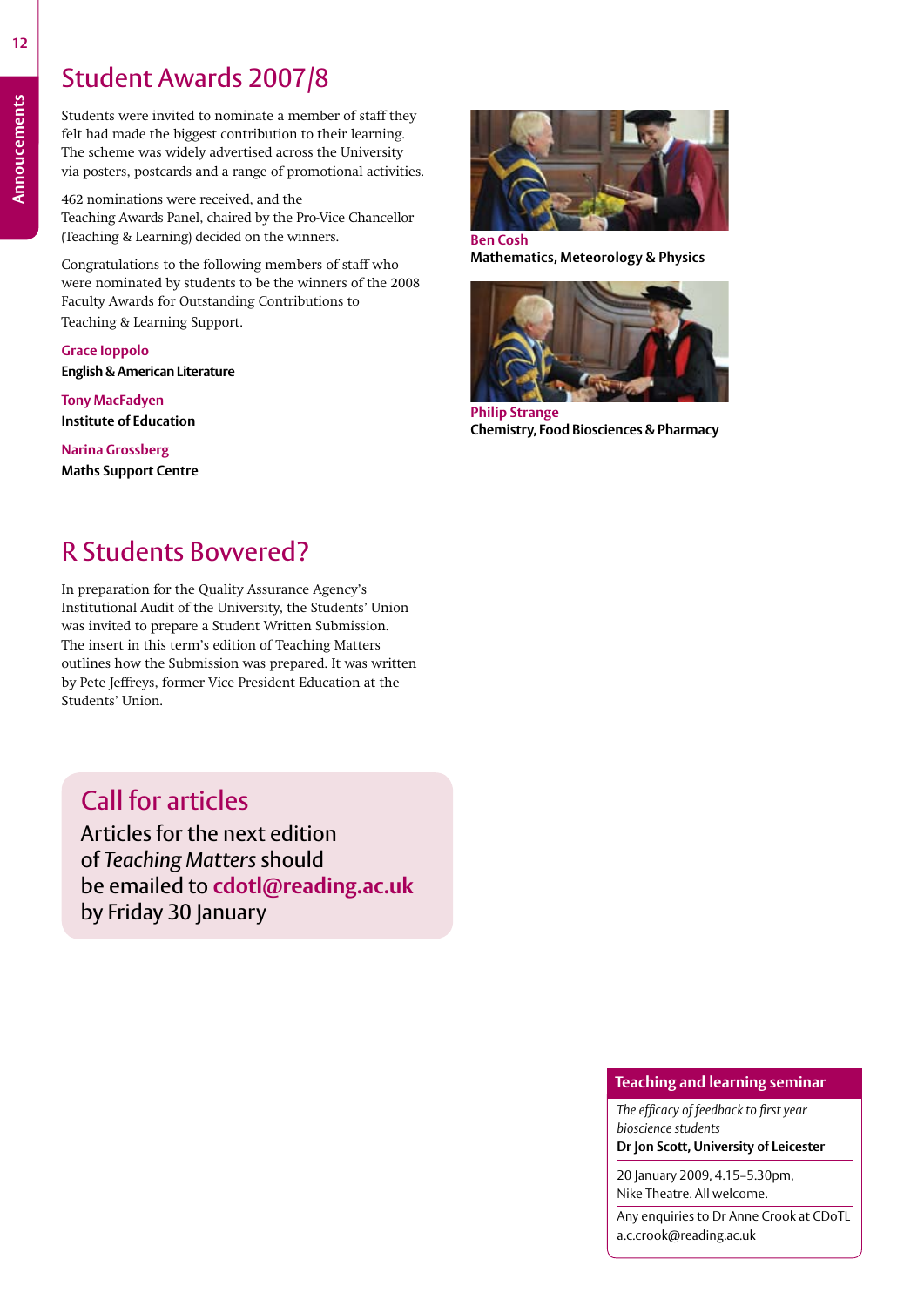# Student Awards 2007/8

Students were invited to nominate a member of staff they felt had made the biggest contribution to their learning. The scheme was widely advertised across the University via posters, postcards and a range of promotional activities.

462 nominations were received, and the Teaching Awards Panel, chaired by the Pro-Vice Chancellor (Teaching & Learning) decided on the winners.

Congratulations to the following members of staff who were nominated by students to be the winners of the 2008 Faculty Awards for Outstanding Contributions to Teaching & Learning Support.

**Grace Ioppolo**
**English & American Literature**

**Tony MacFadyen**
**Institute of Education**

**Narina Grossberg**
**Maths Support Centre**

**Ben Cosh**
**Mathematics, Meteorology & Physics**

**Philip Strange**
**Chemistry, Food Biosciences & Pharmacy**

# R Students Bovvered?

In preparation for the Quality Assurance Agency's Institutional Audit of the University, the Students' Union was invited to prepare a Student Written Submission. The insert in this term's edition of Teaching Matters outlines how the Submission was prepared. It was written by Pete Jeffreys, former Vice President Education at the Students' Union.

## Call for articles

Articles for the next edition of *Teaching Matters* should be emailed to **cdotl@reading.ac.uk** by Friday 30 January

## Teaching and learning seminar

*The efficacy of feedback to first year bioscience students*
**Dr Jon Scott, University of Leicester**

20 January 2009, 4.15–5.30pm, Nike Theatre. All welcome.

Any enquiries to Dr Anne Crook at CDoTL a.c.crook@reading.ac.uk